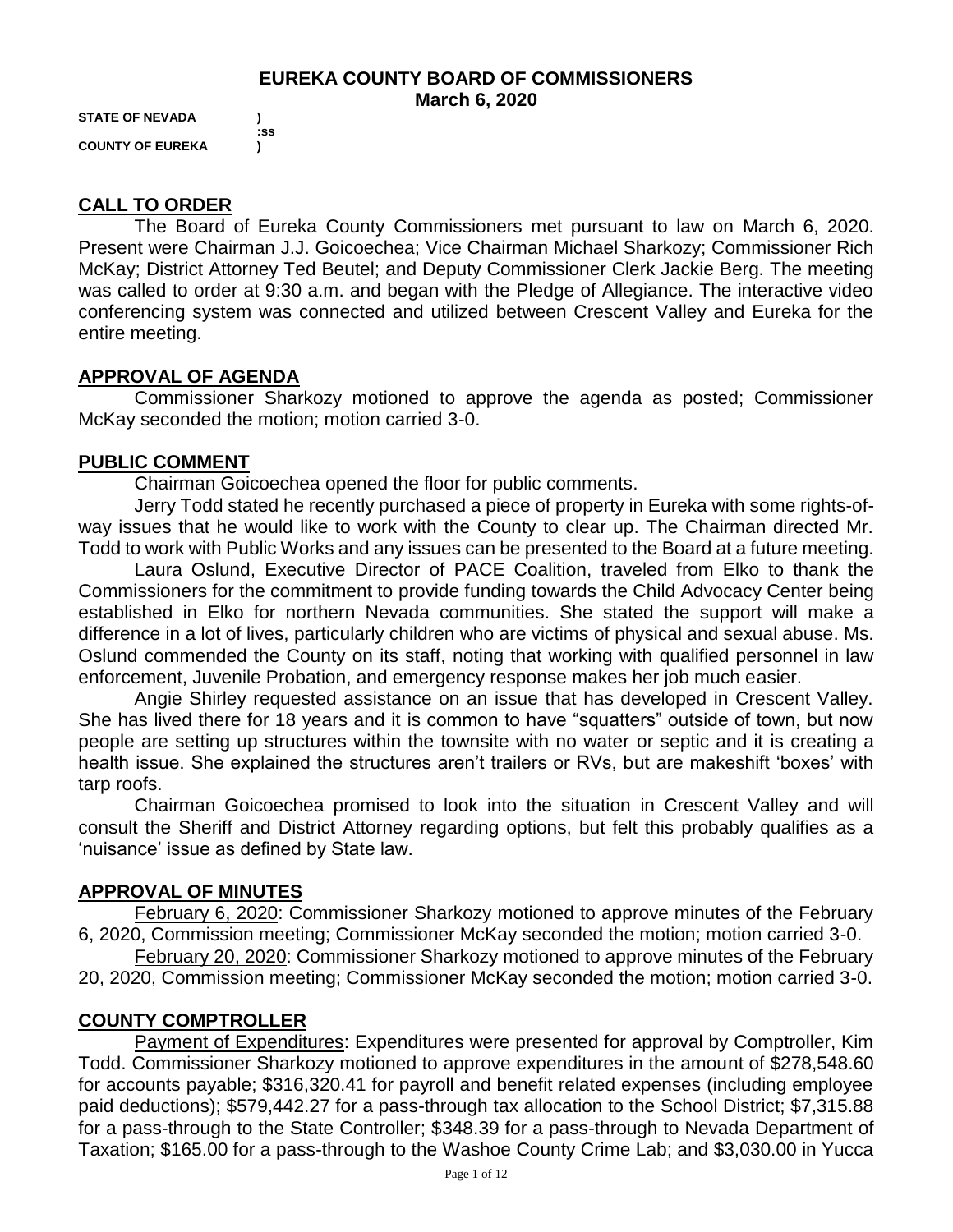# EUREKA COUNTY BOARD OF COMMISSIONERS
## March 6, 2020

**STATE OF NEVADA )**
**:ss**
**COUNTY OF EUREKA )**

## CALL TO ORDER

The Board of Eureka County Commissioners met pursuant to law on March 6, 2020. Present were Chairman J.J. Goicoechea; Vice Chairman Michael Sharkozy; Commissioner Rich McKay; District Attorney Ted Beutel; and Deputy Commissioner Clerk Jackie Berg. The meeting was called to order at 9:30 a.m. and began with the Pledge of Allegiance. The interactive video conferencing system was connected and utilized between Crescent Valley and Eureka for the entire meeting.

## APPROVAL OF AGENDA

Commissioner Sharkozy motioned to approve the agenda as posted; Commissioner McKay seconded the motion; motion carried 3-0.

## PUBLIC COMMENT

Chairman Goicoechea opened the floor for public comments.

Jerry Todd stated he recently purchased a piece of property in Eureka with some rights-of-way issues that he would like to work with the County to clear up. The Chairman directed Mr. Todd to work with Public Works and any issues can be presented to the Board at a future meeting.

Laura Oslund, Executive Director of PACE Coalition, traveled from Elko to thank the Commissioners for the commitment to provide funding towards the Child Advocacy Center being established in Elko for northern Nevada communities. She stated the support will make a difference in a lot of lives, particularly children who are victims of physical and sexual abuse. Ms. Oslund commended the County on its staff, noting that working with qualified personnel in law enforcement, Juvenile Probation, and emergency response makes her job much easier.

Angie Shirley requested assistance on an issue that has developed in Crescent Valley. She has lived there for 18 years and it is common to have "squatters" outside of town, but now people are setting up structures within the townsite with no water or septic and it is creating a health issue. She explained the structures aren't trailers or RVs, but are makeshift 'boxes' with tarp roofs.

Chairman Goicoechea promised to look into the situation in Crescent Valley and will consult the Sheriff and District Attorney regarding options, but felt this probably qualifies as a 'nuisance' issue as defined by State law.

## APPROVAL OF MINUTES

February 6, 2020: Commissioner Sharkozy motioned to approve minutes of the February 6, 2020, Commission meeting; Commissioner McKay seconded the motion; motion carried 3-0.

February 20, 2020: Commissioner Sharkozy motioned to approve minutes of the February 20, 2020, Commission meeting; Commissioner McKay seconded the motion; motion carried 3-0.

## COUNTY COMPTROLLER

Payment of Expenditures: Expenditures were presented for approval by Comptroller, Kim Todd. Commissioner Sharkozy motioned to approve expenditures in the amount of $278,548.60 for accounts payable; $316,320.41 for payroll and benefit related expenses (including employee paid deductions); $579,442.27 for a pass-through tax allocation to the School District; $7,315.88 for a pass-through to the State Controller; $348.39 for a pass-through to Nevada Department of Taxation; $165.00 for a pass-through to the Washoe County Crime Lab; and $3,030.00 in Yucca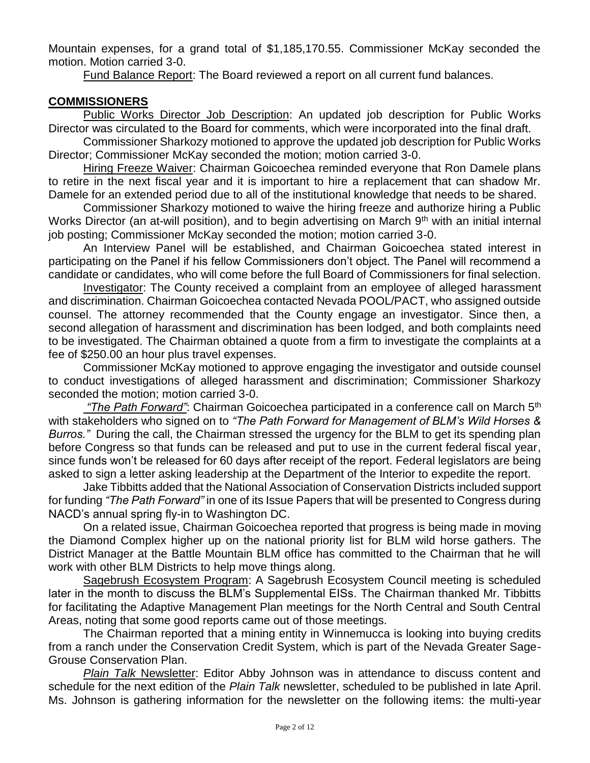Mountain expenses, for a grand total of $1,185,170.55. Commissioner McKay seconded the motion. Motion carried 3-0.

Fund Balance Report: The Board reviewed a report on all current fund balances.

## COMMISSIONERS

Public Works Director Job Description: An updated job description for Public Works Director was circulated to the Board for comments, which were incorporated into the final draft.

Commissioner Sharkozy motioned to approve the updated job description for Public Works Director; Commissioner McKay seconded the motion; motion carried 3-0.

Hiring Freeze Waiver: Chairman Goicoechea reminded everyone that Ron Damele plans to retire in the next fiscal year and it is important to hire a replacement that can shadow Mr. Damele for an extended period due to all of the institutional knowledge that needs to be shared.

Commissioner Sharkozy motioned to waive the hiring freeze and authorize hiring a Public Works Director (an at-will position), and to begin advertising on March 9th with an initial internal job posting; Commissioner McKay seconded the motion; motion carried 3-0.

An Interview Panel will be established, and Chairman Goicoechea stated interest in participating on the Panel if his fellow Commissioners don't object. The Panel will recommend a candidate or candidates, who will come before the full Board of Commissioners for final selection.

Investigator: The County received a complaint from an employee of alleged harassment and discrimination. Chairman Goicoechea contacted Nevada POOL/PACT, who assigned outside counsel. The attorney recommended that the County engage an investigator. Since then, a second allegation of harassment and discrimination has been lodged, and both complaints need to be investigated. The Chairman obtained a quote from a firm to investigate the complaints at a fee of $250.00 an hour plus travel expenses.

Commissioner McKay motioned to approve engaging the investigator and outside counsel to conduct investigations of alleged harassment and discrimination; Commissioner Sharkozy seconded the motion; motion carried 3-0.

*"The Path Forward"*: Chairman Goicoechea participated in a conference call on March 5th with stakeholders who signed on to *"The Path Forward for Management of BLM's Wild Horses & Burros."* During the call, the Chairman stressed the urgency for the BLM to get its spending plan before Congress so that funds can be released and put to use in the current federal fiscal year, since funds won't be released for 60 days after receipt of the report. Federal legislators are being asked to sign a letter asking leadership at the Department of the Interior to expedite the report.

Jake Tibbitts added that the National Association of Conservation Districts included support for funding *"The Path Forward"* in one of its Issue Papers that will be presented to Congress during NACD's annual spring fly-in to Washington DC.

On a related issue, Chairman Goicoechea reported that progress is being made in moving the Diamond Complex higher up on the national priority list for BLM wild horse gathers. The District Manager at the Battle Mountain BLM office has committed to the Chairman that he will work with other BLM Districts to help move things along.

Sagebrush Ecosystem Program: A Sagebrush Ecosystem Council meeting is scheduled later in the month to discuss the BLM's Supplemental EISs. The Chairman thanked Mr. Tibbitts for facilitating the Adaptive Management Plan meetings for the North Central and South Central Areas, noting that some good reports came out of those meetings.

The Chairman reported that a mining entity in Winnemucca is looking into buying credits from a ranch under the Conservation Credit System, which is part of the Nevada Greater Sage-Grouse Conservation Plan.

*Plain Talk* Newsletter: Editor Abby Johnson was in attendance to discuss content and schedule for the next edition of the *Plain Talk* newsletter, scheduled to be published in late April. Ms. Johnson is gathering information for the newsletter on the following items: the multi-year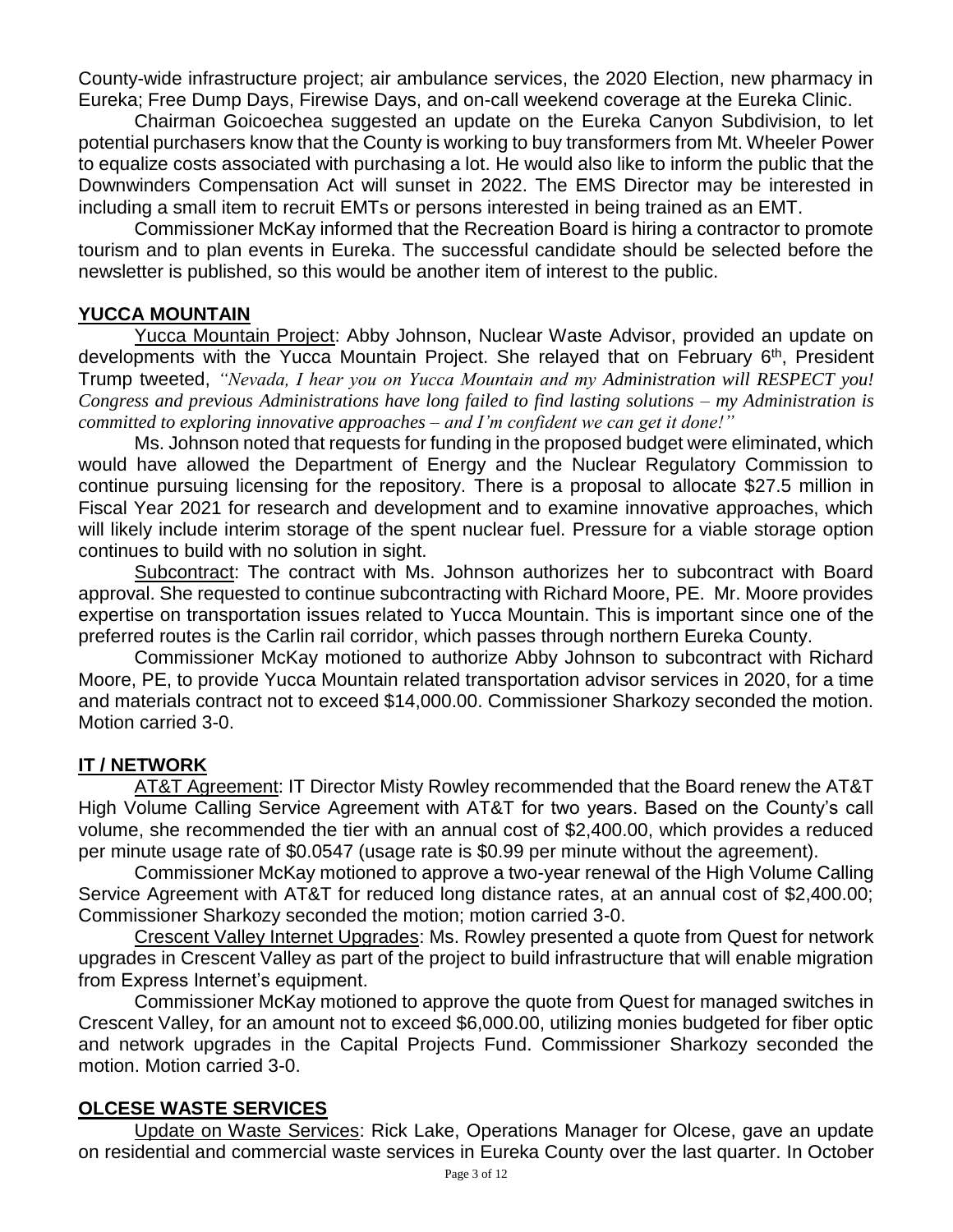County-wide infrastructure project; air ambulance services, the 2020 Election, new pharmacy in Eureka; Free Dump Days, Firewise Days, and on-call weekend coverage at the Eureka Clinic.

Chairman Goicoechea suggested an update on the Eureka Canyon Subdivision, to let potential purchasers know that the County is working to buy transformers from Mt. Wheeler Power to equalize costs associated with purchasing a lot. He would also like to inform the public that the Downwinders Compensation Act will sunset in 2022. The EMS Director may be interested in including a small item to recruit EMTs or persons interested in being trained as an EMT.

Commissioner McKay informed that the Recreation Board is hiring a contractor to promote tourism and to plan events in Eureka. The successful candidate should be selected before the newsletter is published, so this would be another item of interest to the public.

## **YUCCA MOUNTAIN**

Yucca Mountain Project: Abby Johnson, Nuclear Waste Advisor, provided an update on developments with the Yucca Mountain Project. She relayed that on February 6th, President Trump tweeted, *"Nevada, I hear you on Yucca Mountain and my Administration will RESPECT you! Congress and previous Administrations have long failed to find lasting solutions – my Administration is committed to exploring innovative approaches – and I'm confident we can get it done!"*

Ms. Johnson noted that requests for funding in the proposed budget were eliminated, which would have allowed the Department of Energy and the Nuclear Regulatory Commission to continue pursuing licensing for the repository. There is a proposal to allocate $27.5 million in Fiscal Year 2021 for research and development and to examine innovative approaches, which will likely include interim storage of the spent nuclear fuel. Pressure for a viable storage option continues to build with no solution in sight.

Subcontract: The contract with Ms. Johnson authorizes her to subcontract with Board approval. She requested to continue subcontracting with Richard Moore, PE. Mr. Moore provides expertise on transportation issues related to Yucca Mountain. This is important since one of the preferred routes is the Carlin rail corridor, which passes through northern Eureka County.

Commissioner McKay motioned to authorize Abby Johnson to subcontract with Richard Moore, PE, to provide Yucca Mountain related transportation advisor services in 2020, for a time and materials contract not to exceed $14,000.00. Commissioner Sharkozy seconded the motion. Motion carried 3-0.

## **IT / NETWORK**

AT&T Agreement: IT Director Misty Rowley recommended that the Board renew the AT&T High Volume Calling Service Agreement with AT&T for two years. Based on the County's call volume, she recommended the tier with an annual cost of $2,400.00, which provides a reduced per minute usage rate of $0.0547 (usage rate is $0.99 per minute without the agreement).

Commissioner McKay motioned to approve a two-year renewal of the High Volume Calling Service Agreement with AT&T for reduced long distance rates, at an annual cost of $2,400.00; Commissioner Sharkozy seconded the motion; motion carried 3-0.

Crescent Valley Internet Upgrades: Ms. Rowley presented a quote from Quest for network upgrades in Crescent Valley as part of the project to build infrastructure that will enable migration from Express Internet's equipment.

Commissioner McKay motioned to approve the quote from Quest for managed switches in Crescent Valley, for an amount not to exceed $6,000.00, utilizing monies budgeted for fiber optic and network upgrades in the Capital Projects Fund. Commissioner Sharkozy seconded the motion. Motion carried 3-0.

## **OLCESE WASTE SERVICES**

Update on Waste Services: Rick Lake, Operations Manager for Olcese, gave an update on residential and commercial waste services in Eureka County over the last quarter. In October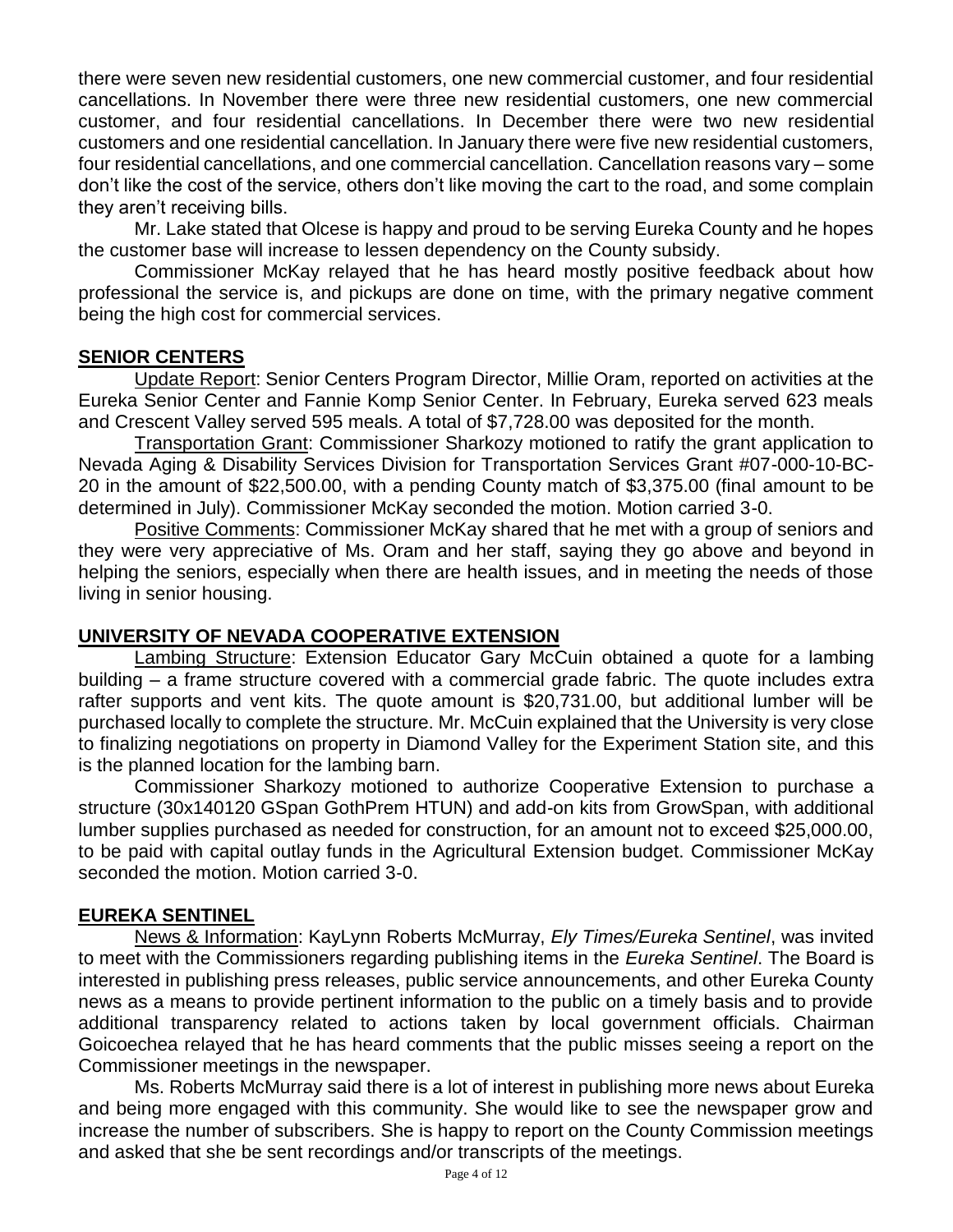there were seven new residential customers, one new commercial customer, and four residential cancellations. In November there were three new residential customers, one new commercial customer, and four residential cancellations. In December there were two new residential customers and one residential cancellation. In January there were five new residential customers, four residential cancellations, and one commercial cancellation. Cancellation reasons vary – some don't like the cost of the service, others don't like moving the cart to the road, and some complain they aren't receiving bills.

Mr. Lake stated that Olcese is happy and proud to be serving Eureka County and he hopes the customer base will increase to lessen dependency on the County subsidy.

Commissioner McKay relayed that he has heard mostly positive feedback about how professional the service is, and pickups are done on time, with the primary negative comment being the high cost for commercial services.

## SENIOR CENTERS

Update Report: Senior Centers Program Director, Millie Oram, reported on activities at the Eureka Senior Center and Fannie Komp Senior Center. In February, Eureka served 623 meals and Crescent Valley served 595 meals. A total of $7,728.00 was deposited for the month.

Transportation Grant: Commissioner Sharkozy motioned to ratify the grant application to Nevada Aging & Disability Services Division for Transportation Services Grant #07-000-10-BC-20 in the amount of $22,500.00, with a pending County match of $3,375.00 (final amount to be determined in July). Commissioner McKay seconded the motion. Motion carried 3-0.

Positive Comments: Commissioner McKay shared that he met with a group of seniors and they were very appreciative of Ms. Oram and her staff, saying they go above and beyond in helping the seniors, especially when there are health issues, and in meeting the needs of those living in senior housing.

## UNIVERSITY OF NEVADA COOPERATIVE EXTENSION

Lambing Structure: Extension Educator Gary McCuin obtained a quote for a lambing building – a frame structure covered with a commercial grade fabric. The quote includes extra rafter supports and vent kits. The quote amount is $20,731.00, but additional lumber will be purchased locally to complete the structure. Mr. McCuin explained that the University is very close to finalizing negotiations on property in Diamond Valley for the Experiment Station site, and this is the planned location for the lambing barn.

Commissioner Sharkozy motioned to authorize Cooperative Extension to purchase a structure (30x140120 GSpan GothPrem HTUN) and add-on kits from GrowSpan, with additional lumber supplies purchased as needed for construction, for an amount not to exceed $25,000.00, to be paid with capital outlay funds in the Agricultural Extension budget. Commissioner McKay seconded the motion. Motion carried 3-0.

## EUREKA SENTINEL

News & Information: KayLynn Roberts McMurray, *Ely Times/Eureka Sentinel*, was invited to meet with the Commissioners regarding publishing items in the *Eureka Sentinel*. The Board is interested in publishing press releases, public service announcements, and other Eureka County news as a means to provide pertinent information to the public on a timely basis and to provide additional transparency related to actions taken by local government officials. Chairman Goicoechea relayed that he has heard comments that the public misses seeing a report on the Commissioner meetings in the newspaper.

Ms. Roberts McMurray said there is a lot of interest in publishing more news about Eureka and being more engaged with this community. She would like to see the newspaper grow and increase the number of subscribers. She is happy to report on the County Commission meetings and asked that she be sent recordings and/or transcripts of the meetings.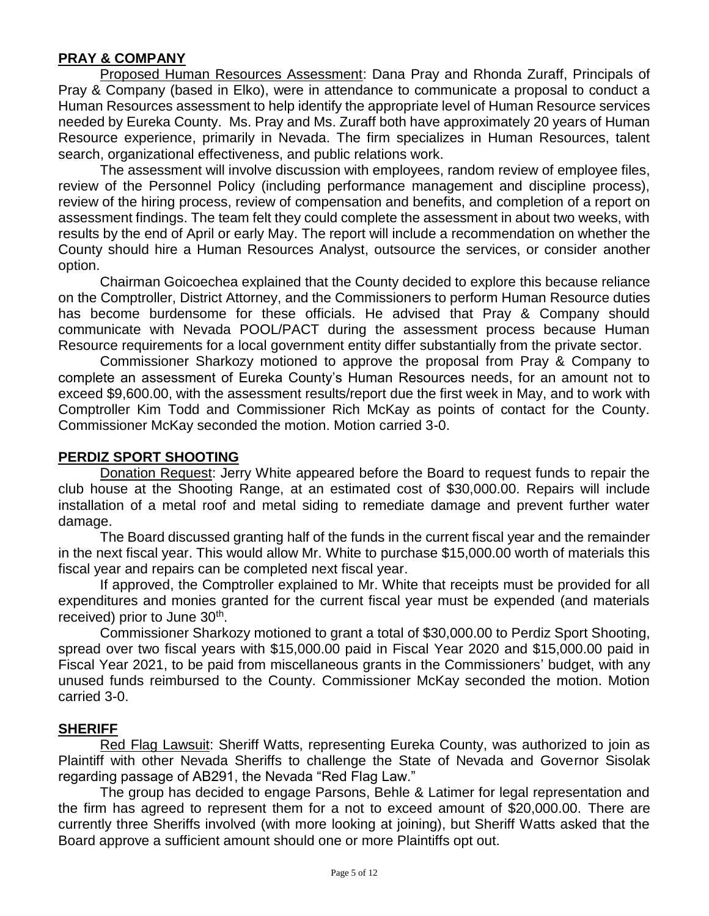## PRAY & COMPANY

Proposed Human Resources Assessment: Dana Pray and Rhonda Zuraff, Principals of Pray & Company (based in Elko), were in attendance to communicate a proposal to conduct a Human Resources assessment to help identify the appropriate level of Human Resource services needed by Eureka County. Ms. Pray and Ms. Zuraff both have approximately 20 years of Human Resource experience, primarily in Nevada. The firm specializes in Human Resources, talent search, organizational effectiveness, and public relations work.

The assessment will involve discussion with employees, random review of employee files, review of the Personnel Policy (including performance management and discipline process), review of the hiring process, review of compensation and benefits, and completion of a report on assessment findings. The team felt they could complete the assessment in about two weeks, with results by the end of April or early May. The report will include a recommendation on whether the County should hire a Human Resources Analyst, outsource the services, or consider another option.

Chairman Goicoechea explained that the County decided to explore this because reliance on the Comptroller, District Attorney, and the Commissioners to perform Human Resource duties has become burdensome for these officials. He advised that Pray & Company should communicate with Nevada POOL/PACT during the assessment process because Human Resource requirements for a local government entity differ substantially from the private sector.

Commissioner Sharkozy motioned to approve the proposal from Pray & Company to complete an assessment of Eureka County's Human Resources needs, for an amount not to exceed $9,600.00, with the assessment results/report due the first week in May, and to work with Comptroller Kim Todd and Commissioner Rich McKay as points of contact for the County. Commissioner McKay seconded the motion. Motion carried 3-0.

## PERDIZ SPORT SHOOTING

Donation Request: Jerry White appeared before the Board to request funds to repair the club house at the Shooting Range, at an estimated cost of $30,000.00. Repairs will include installation of a metal roof and metal siding to remediate damage and prevent further water damage.

The Board discussed granting half of the funds in the current fiscal year and the remainder in the next fiscal year. This would allow Mr. White to purchase $15,000.00 worth of materials this fiscal year and repairs can be completed next fiscal year.

If approved, the Comptroller explained to Mr. White that receipts must be provided for all expenditures and monies granted for the current fiscal year must be expended (and materials received) prior to June 30th.

Commissioner Sharkozy motioned to grant a total of $30,000.00 to Perdiz Sport Shooting, spread over two fiscal years with $15,000.00 paid in Fiscal Year 2020 and $15,000.00 paid in Fiscal Year 2021, to be paid from miscellaneous grants in the Commissioners' budget, with any unused funds reimbursed to the County. Commissioner McKay seconded the motion. Motion carried 3-0.

## SHERIFF

Red Flag Lawsuit: Sheriff Watts, representing Eureka County, was authorized to join as Plaintiff with other Nevada Sheriffs to challenge the State of Nevada and Governor Sisolak regarding passage of AB291, the Nevada "Red Flag Law."

The group has decided to engage Parsons, Behle & Latimer for legal representation and the firm has agreed to represent them for a not to exceed amount of $20,000.00. There are currently three Sheriffs involved (with more looking at joining), but Sheriff Watts asked that the Board approve a sufficient amount should one or more Plaintiffs opt out.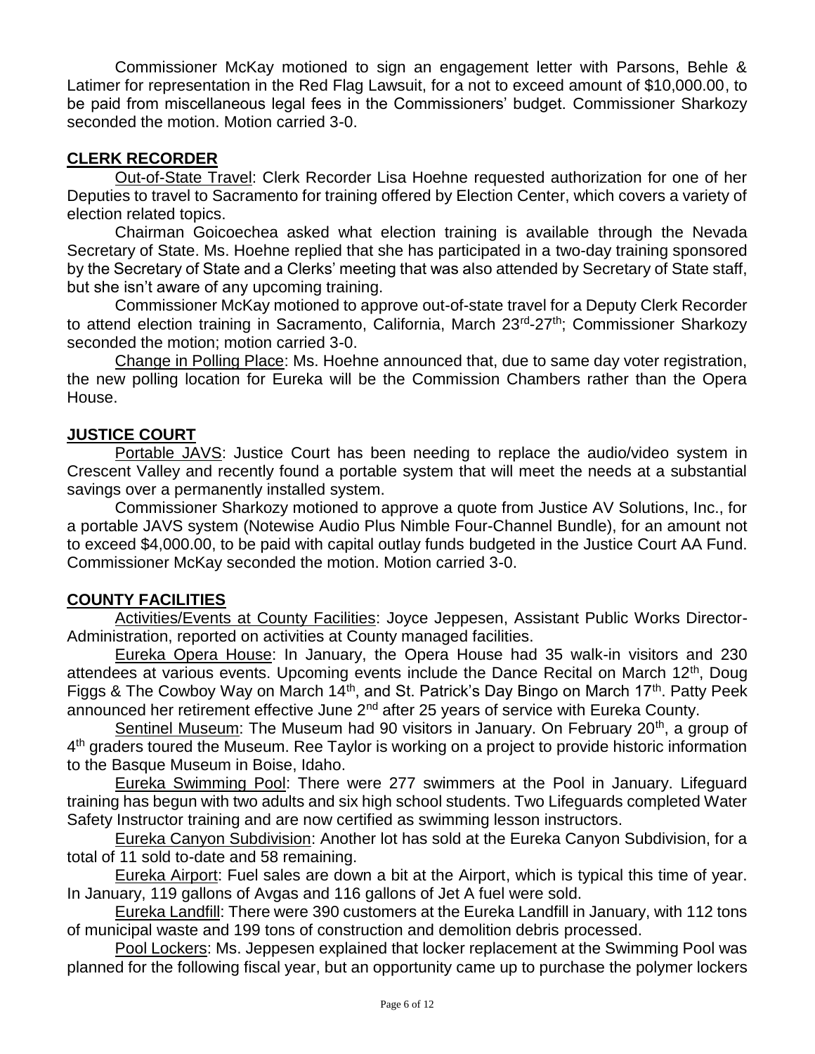Commissioner McKay motioned to sign an engagement letter with Parsons, Behle & Latimer for representation in the Red Flag Lawsuit, for a not to exceed amount of $10,000.00, to be paid from miscellaneous legal fees in the Commissioners' budget. Commissioner Sharkozy seconded the motion. Motion carried 3-0.

## CLERK RECORDER

Out-of-State Travel: Clerk Recorder Lisa Hoehne requested authorization for one of her Deputies to travel to Sacramento for training offered by Election Center, which covers a variety of election related topics.

Chairman Goicoechea asked what election training is available through the Nevada Secretary of State. Ms. Hoehne replied that she has participated in a two-day training sponsored by the Secretary of State and a Clerks' meeting that was also attended by Secretary of State staff, but she isn't aware of any upcoming training.

Commissioner McKay motioned to approve out-of-state travel for a Deputy Clerk Recorder to attend election training in Sacramento, California, March 23rd-27th; Commissioner Sharkozy seconded the motion; motion carried 3-0.

Change in Polling Place: Ms. Hoehne announced that, due to same day voter registration, the new polling location for Eureka will be the Commission Chambers rather than the Opera House.

## JUSTICE COURT

Portable JAVS: Justice Court has been needing to replace the audio/video system in Crescent Valley and recently found a portable system that will meet the needs at a substantial savings over a permanently installed system.

Commissioner Sharkozy motioned to approve a quote from Justice AV Solutions, Inc., for a portable JAVS system (Notewise Audio Plus Nimble Four-Channel Bundle), for an amount not to exceed $4,000.00, to be paid with capital outlay funds budgeted in the Justice Court AA Fund. Commissioner McKay seconded the motion. Motion carried 3-0.

## COUNTY FACILITIES

Activities/Events at County Facilities: Joyce Jeppesen, Assistant Public Works Director-Administration, reported on activities at County managed facilities.

Eureka Opera House: In January, the Opera House had 35 walk-in visitors and 230 attendees at various events. Upcoming events include the Dance Recital on March 12th, Doug Figgs & The Cowboy Way on March 14th, and St. Patrick's Day Bingo on March 17th. Patty Peek announced her retirement effective June 2nd after 25 years of service with Eureka County.

Sentinel Museum: The Museum had 90 visitors in January. On February 20th, a group of 4th graders toured the Museum. Ree Taylor is working on a project to provide historic information to the Basque Museum in Boise, Idaho.

Eureka Swimming Pool: There were 277 swimmers at the Pool in January. Lifeguard training has begun with two adults and six high school students. Two Lifeguards completed Water Safety Instructor training and are now certified as swimming lesson instructors.

Eureka Canyon Subdivision: Another lot has sold at the Eureka Canyon Subdivision, for a total of 11 sold to-date and 58 remaining.

Eureka Airport: Fuel sales are down a bit at the Airport, which is typical this time of year. In January, 119 gallons of Avgas and 116 gallons of Jet A fuel were sold.

Eureka Landfill: There were 390 customers at the Eureka Landfill in January, with 112 tons of municipal waste and 199 tons of construction and demolition debris processed.

Pool Lockers: Ms. Jeppesen explained that locker replacement at the Swimming Pool was planned for the following fiscal year, but an opportunity came up to purchase the polymer lockers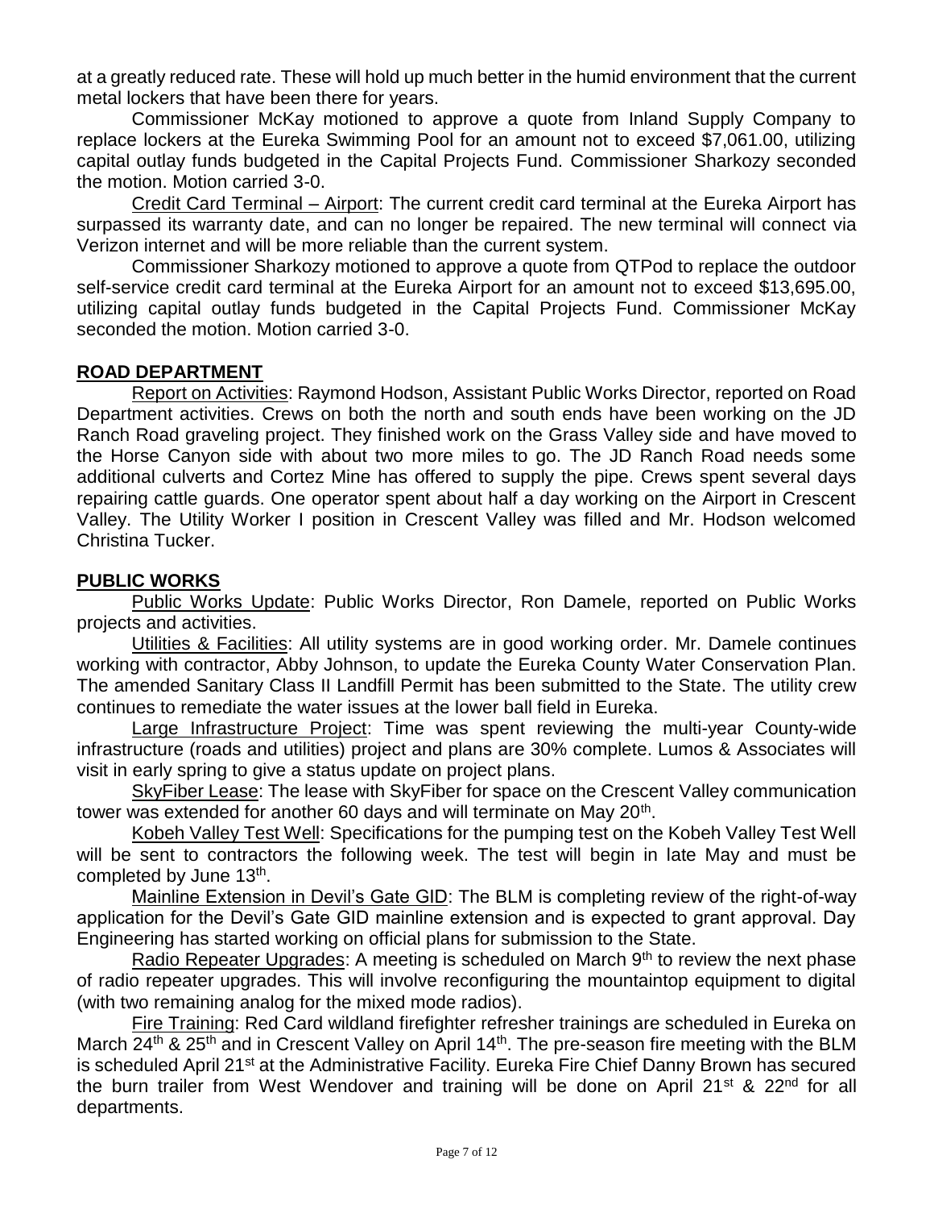at a greatly reduced rate. These will hold up much better in the humid environment that the current metal lockers that have been there for years.

Commissioner McKay motioned to approve a quote from Inland Supply Company to replace lockers at the Eureka Swimming Pool for an amount not to exceed $7,061.00, utilizing capital outlay funds budgeted in the Capital Projects Fund. Commissioner Sharkozy seconded the motion. Motion carried 3-0.

Credit Card Terminal – Airport: The current credit card terminal at the Eureka Airport has surpassed its warranty date, and can no longer be repaired. The new terminal will connect via Verizon internet and will be more reliable than the current system.

Commissioner Sharkozy motioned to approve a quote from QTPod to replace the outdoor self-service credit card terminal at the Eureka Airport for an amount not to exceed $13,695.00, utilizing capital outlay funds budgeted in the Capital Projects Fund. Commissioner McKay seconded the motion. Motion carried 3-0.

## ROAD DEPARTMENT

Report on Activities: Raymond Hodson, Assistant Public Works Director, reported on Road Department activities. Crews on both the north and south ends have been working on the JD Ranch Road graveling project. They finished work on the Grass Valley side and have moved to the Horse Canyon side with about two more miles to go. The JD Ranch Road needs some additional culverts and Cortez Mine has offered to supply the pipe. Crews spent several days repairing cattle guards. One operator spent about half a day working on the Airport in Crescent Valley. The Utility Worker I position in Crescent Valley was filled and Mr. Hodson welcomed Christina Tucker.

## PUBLIC WORKS

Public Works Update: Public Works Director, Ron Damele, reported on Public Works projects and activities.

Utilities & Facilities: All utility systems are in good working order. Mr. Damele continues working with contractor, Abby Johnson, to update the Eureka County Water Conservation Plan. The amended Sanitary Class II Landfill Permit has been submitted to the State. The utility crew continues to remediate the water issues at the lower ball field in Eureka.

Large Infrastructure Project: Time was spent reviewing the multi-year County-wide infrastructure (roads and utilities) project and plans are 30% complete. Lumos & Associates will visit in early spring to give a status update on project plans.

SkyFiber Lease: The lease with SkyFiber for space on the Crescent Valley communication tower was extended for another 60 days and will terminate on May 20th.

Kobeh Valley Test Well: Specifications for the pumping test on the Kobeh Valley Test Well will be sent to contractors the following week. The test will begin in late May and must be completed by June 13th.

Mainline Extension in Devil's Gate GID: The BLM is completing review of the right-of-way application for the Devil's Gate GID mainline extension and is expected to grant approval. Day Engineering has started working on official plans for submission to the State.

Radio Repeater Upgrades: A meeting is scheduled on March 9th to review the next phase of radio repeater upgrades. This will involve reconfiguring the mountaintop equipment to digital (with two remaining analog for the mixed mode radios).

Fire Training: Red Card wildland firefighter refresher trainings are scheduled in Eureka on March 24th & 25th and in Crescent Valley on April 14th. The pre-season fire meeting with the BLM is scheduled April 21st at the Administrative Facility. Eureka Fire Chief Danny Brown has secured the burn trailer from West Wendover and training will be done on April 21st & 22nd for all departments.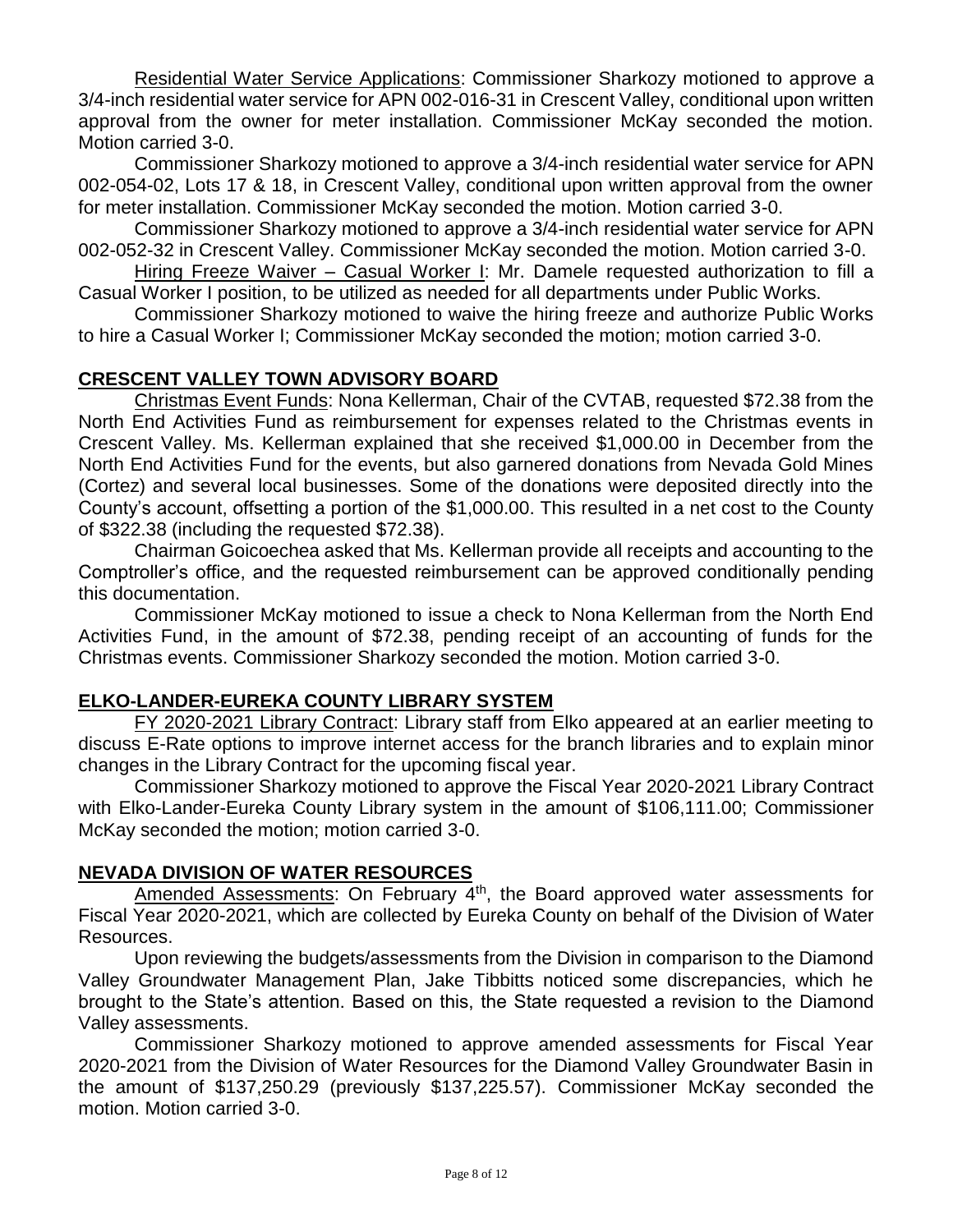<u>Residential Water Service Applications</u>: Commissioner Sharkozy motioned to approve a 3/4-inch residential water service for APN 002-016-31 in Crescent Valley, conditional upon written approval from the owner for meter installation. Commissioner McKay seconded the motion. Motion carried 3-0.

Commissioner Sharkozy motioned to approve a 3/4-inch residential water service for APN 002-054-02, Lots 17 & 18, in Crescent Valley, conditional upon written approval from the owner for meter installation. Commissioner McKay seconded the motion. Motion carried 3-0.

Commissioner Sharkozy motioned to approve a 3/4-inch residential water service for APN 002-052-32 in Crescent Valley. Commissioner McKay seconded the motion. Motion carried 3-0.

<u>Hiring Freeze Waiver – Casual Worker I</u>: Mr. Damele requested authorization to fill a Casual Worker I position, to be utilized as needed for all departments under Public Works.

Commissioner Sharkozy motioned to waive the hiring freeze and authorize Public Works to hire a Casual Worker I; Commissioner McKay seconded the motion; motion carried 3-0.

## CRESCENT VALLEY TOWN ADVISORY BOARD

<u>Christmas Event Funds</u>: Nona Kellerman, Chair of the CVTAB, requested $72.38 from the North End Activities Fund as reimbursement for expenses related to the Christmas events in Crescent Valley. Ms. Kellerman explained that she received $1,000.00 in December from the North End Activities Fund for the events, but also garnered donations from Nevada Gold Mines (Cortez) and several local businesses. Some of the donations were deposited directly into the County's account, offsetting a portion of the $1,000.00. This resulted in a net cost to the County of $322.38 (including the requested $72.38).

Chairman Goicoechea asked that Ms. Kellerman provide all receipts and accounting to the Comptroller's office, and the requested reimbursement can be approved conditionally pending this documentation.

Commissioner McKay motioned to issue a check to Nona Kellerman from the North End Activities Fund, in the amount of $72.38, pending receipt of an accounting of funds for the Christmas events. Commissioner Sharkozy seconded the motion. Motion carried 3-0.

## ELKO-LANDER-EUREKA COUNTY LIBRARY SYSTEM

<u>FY 2020-2021 Library Contract</u>: Library staff from Elko appeared at an earlier meeting to discuss E-Rate options to improve internet access for the branch libraries and to explain minor changes in the Library Contract for the upcoming fiscal year.

Commissioner Sharkozy motioned to approve the Fiscal Year 2020-2021 Library Contract with Elko-Lander-Eureka County Library system in the amount of $106,111.00; Commissioner McKay seconded the motion; motion carried 3-0.

## NEVADA DIVISION OF WATER RESOURCES

<u>Amended Assessments</u>: On February 4th, the Board approved water assessments for Fiscal Year 2020-2021, which are collected by Eureka County on behalf of the Division of Water Resources.

Upon reviewing the budgets/assessments from the Division in comparison to the Diamond Valley Groundwater Management Plan, Jake Tibbitts noticed some discrepancies, which he brought to the State's attention. Based on this, the State requested a revision to the Diamond Valley assessments.

Commissioner Sharkozy motioned to approve amended assessments for Fiscal Year 2020-2021 from the Division of Water Resources for the Diamond Valley Groundwater Basin in the amount of $137,250.29 (previously $137,225.57). Commissioner McKay seconded the motion. Motion carried 3-0.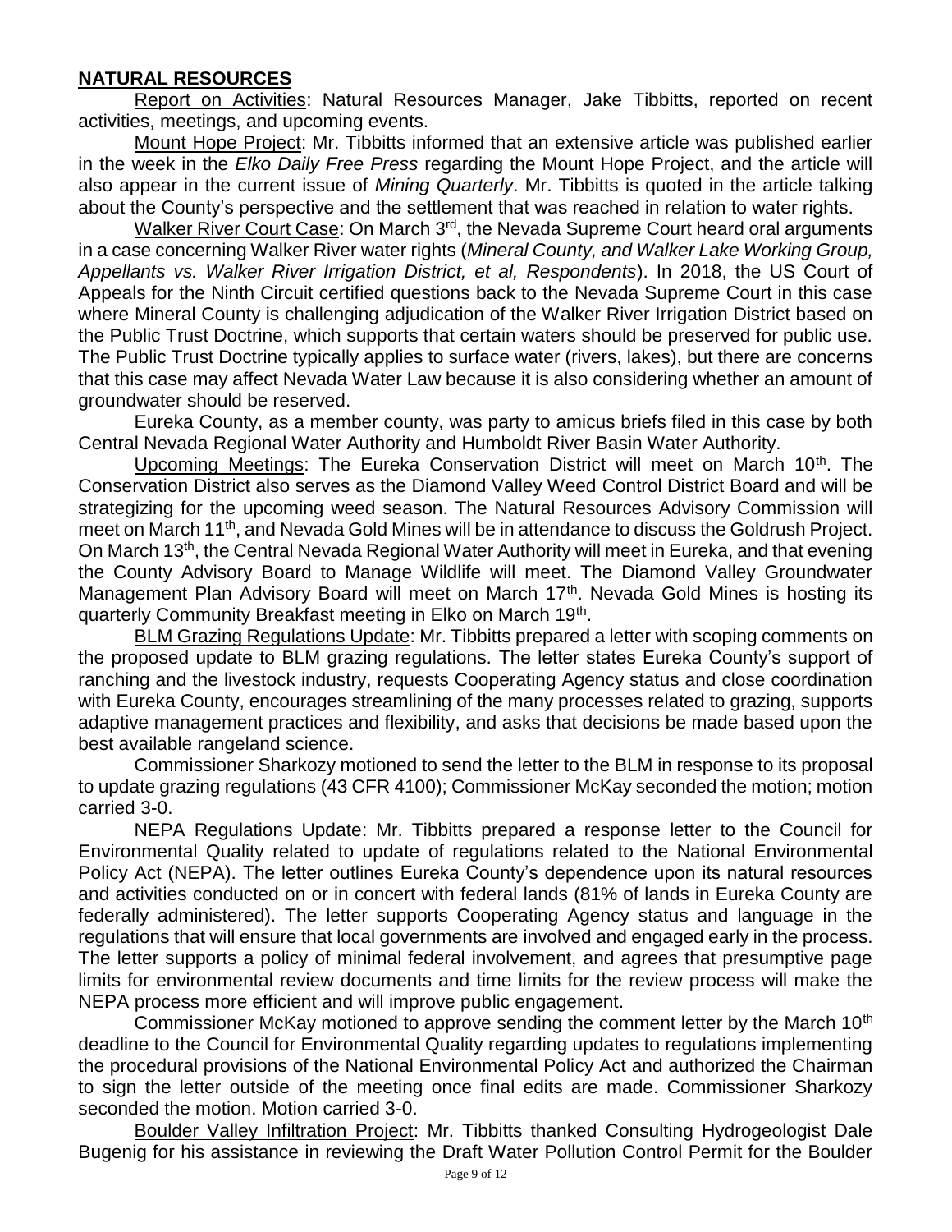## NATURAL RESOURCES

Report on Activities: Natural Resources Manager, Jake Tibbitts, reported on recent activities, meetings, and upcoming events.

Mount Hope Project: Mr. Tibbitts informed that an extensive article was published earlier in the week in the *Elko Daily Free Press* regarding the Mount Hope Project, and the article will also appear in the current issue of *Mining Quarterly*. Mr. Tibbitts is quoted in the article talking about the County's perspective and the settlement that was reached in relation to water rights.

Walker River Court Case: On March 3rd, the Nevada Supreme Court heard oral arguments in a case concerning Walker River water rights (*Mineral County, and Walker Lake Working Group, Appellants vs. Walker River Irrigation District, et al, Respondents*). In 2018, the US Court of Appeals for the Ninth Circuit certified questions back to the Nevada Supreme Court in this case where Mineral County is challenging adjudication of the Walker River Irrigation District based on the Public Trust Doctrine, which supports that certain waters should be preserved for public use. The Public Trust Doctrine typically applies to surface water (rivers, lakes), but there are concerns that this case may affect Nevada Water Law because it is also considering whether an amount of groundwater should be reserved.

Eureka County, as a member county, was party to amicus briefs filed in this case by both Central Nevada Regional Water Authority and Humboldt River Basin Water Authority.

Upcoming Meetings: The Eureka Conservation District will meet on March 10th. The Conservation District also serves as the Diamond Valley Weed Control District Board and will be strategizing for the upcoming weed season. The Natural Resources Advisory Commission will meet on March 11th, and Nevada Gold Mines will be in attendance to discuss the Goldrush Project. On March 13th, the Central Nevada Regional Water Authority will meet in Eureka, and that evening the County Advisory Board to Manage Wildlife will meet. The Diamond Valley Groundwater Management Plan Advisory Board will meet on March 17th. Nevada Gold Mines is hosting its quarterly Community Breakfast meeting in Elko on March 19th.

BLM Grazing Regulations Update: Mr. Tibbitts prepared a letter with scoping comments on the proposed update to BLM grazing regulations. The letter states Eureka County's support of ranching and the livestock industry, requests Cooperating Agency status and close coordination with Eureka County, encourages streamlining of the many processes related to grazing, supports adaptive management practices and flexibility, and asks that decisions be made based upon the best available rangeland science.

Commissioner Sharkozy motioned to send the letter to the BLM in response to its proposal to update grazing regulations (43 CFR 4100); Commissioner McKay seconded the motion; motion carried 3-0.

NEPA Regulations Update: Mr. Tibbitts prepared a response letter to the Council for Environmental Quality related to update of regulations related to the National Environmental Policy Act (NEPA). The letter outlines Eureka County's dependence upon its natural resources and activities conducted on or in concert with federal lands (81% of lands in Eureka County are federally administered). The letter supports Cooperating Agency status and language in the regulations that will ensure that local governments are involved and engaged early in the process. The letter supports a policy of minimal federal involvement, and agrees that presumptive page limits for environmental review documents and time limits for the review process will make the NEPA process more efficient and will improve public engagement.

Commissioner McKay motioned to approve sending the comment letter by the March 10th deadline to the Council for Environmental Quality regarding updates to regulations implementing the procedural provisions of the National Environmental Policy Act and authorized the Chairman to sign the letter outside of the meeting once final edits are made. Commissioner Sharkozy seconded the motion. Motion carried 3-0.

Boulder Valley Infiltration Project: Mr. Tibbitts thanked Consulting Hydrogeologist Dale Bugenig for his assistance in reviewing the Draft Water Pollution Control Permit for the Boulder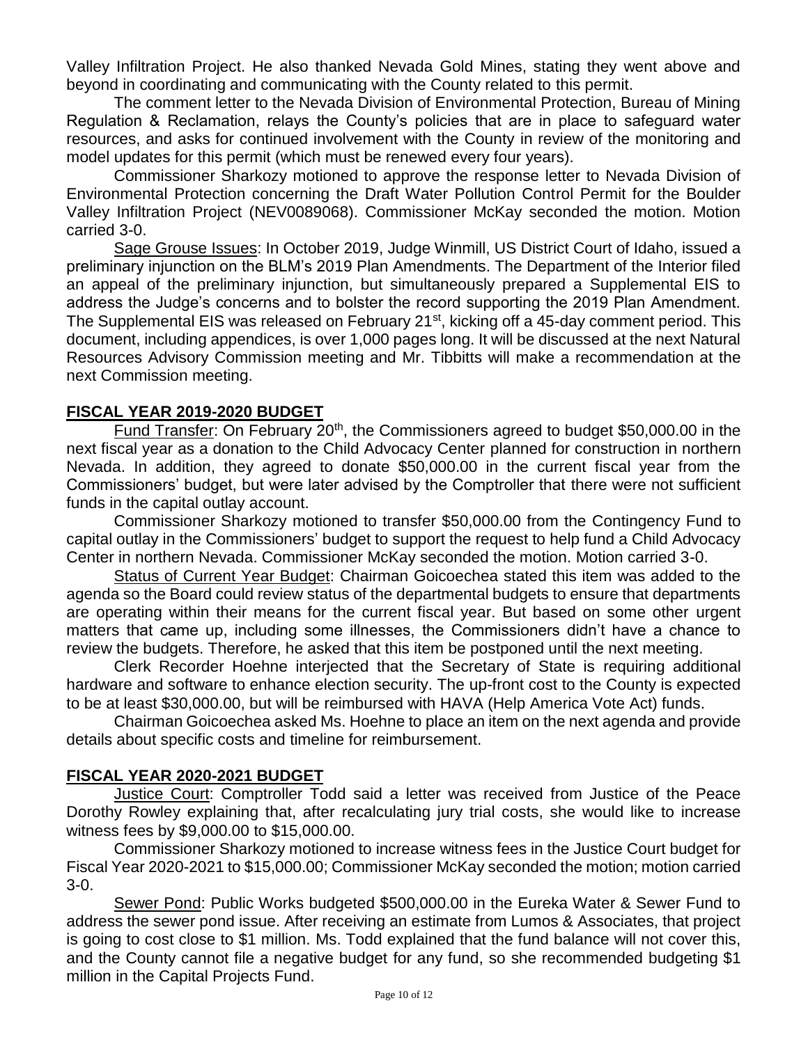Valley Infiltration Project. He also thanked Nevada Gold Mines, stating they went above and beyond in coordinating and communicating with the County related to this permit.

The comment letter to the Nevada Division of Environmental Protection, Bureau of Mining Regulation & Reclamation, relays the County's policies that are in place to safeguard water resources, and asks for continued involvement with the County in review of the monitoring and model updates for this permit (which must be renewed every four years).

Commissioner Sharkozy motioned to approve the response letter to Nevada Division of Environmental Protection concerning the Draft Water Pollution Control Permit for the Boulder Valley Infiltration Project (NEV0089068). Commissioner McKay seconded the motion. Motion carried 3-0.

Sage Grouse Issues: In October 2019, Judge Winmill, US District Court of Idaho, issued a preliminary injunction on the BLM's 2019 Plan Amendments. The Department of the Interior filed an appeal of the preliminary injunction, but simultaneously prepared a Supplemental EIS to address the Judge's concerns and to bolster the record supporting the 2019 Plan Amendment. The Supplemental EIS was released on February 21st, kicking off a 45-day comment period. This document, including appendices, is over 1,000 pages long. It will be discussed at the next Natural Resources Advisory Commission meeting and Mr. Tibbitts will make a recommendation at the next Commission meeting.

## FISCAL YEAR 2019-2020 BUDGET

Fund Transfer: On February 20th, the Commissioners agreed to budget $50,000.00 in the next fiscal year as a donation to the Child Advocacy Center planned for construction in northern Nevada. In addition, they agreed to donate $50,000.00 in the current fiscal year from the Commissioners' budget, but were later advised by the Comptroller that there were not sufficient funds in the capital outlay account.

Commissioner Sharkozy motioned to transfer $50,000.00 from the Contingency Fund to capital outlay in the Commissioners' budget to support the request to help fund a Child Advocacy Center in northern Nevada. Commissioner McKay seconded the motion. Motion carried 3-0.

Status of Current Year Budget: Chairman Goicoechea stated this item was added to the agenda so the Board could review status of the departmental budgets to ensure that departments are operating within their means for the current fiscal year. But based on some other urgent matters that came up, including some illnesses, the Commissioners didn't have a chance to review the budgets. Therefore, he asked that this item be postponed until the next meeting.

Clerk Recorder Hoehne interjected that the Secretary of State is requiring additional hardware and software to enhance election security. The up-front cost to the County is expected to be at least $30,000.00, but will be reimbursed with HAVA (Help America Vote Act) funds.

Chairman Goicoechea asked Ms. Hoehne to place an item on the next agenda and provide details about specific costs and timeline for reimbursement.

## FISCAL YEAR 2020-2021 BUDGET

Justice Court: Comptroller Todd said a letter was received from Justice of the Peace Dorothy Rowley explaining that, after recalculating jury trial costs, she would like to increase witness fees by $9,000.00 to $15,000.00.

Commissioner Sharkozy motioned to increase witness fees in the Justice Court budget for Fiscal Year 2020-2021 to $15,000.00; Commissioner McKay seconded the motion; motion carried 3-0.

Sewer Pond: Public Works budgeted $500,000.00 in the Eureka Water & Sewer Fund to address the sewer pond issue. After receiving an estimate from Lumos & Associates, that project is going to cost close to $1 million. Ms. Todd explained that the fund balance will not cover this, and the County cannot file a negative budget for any fund, so she recommended budgeting $1 million in the Capital Projects Fund.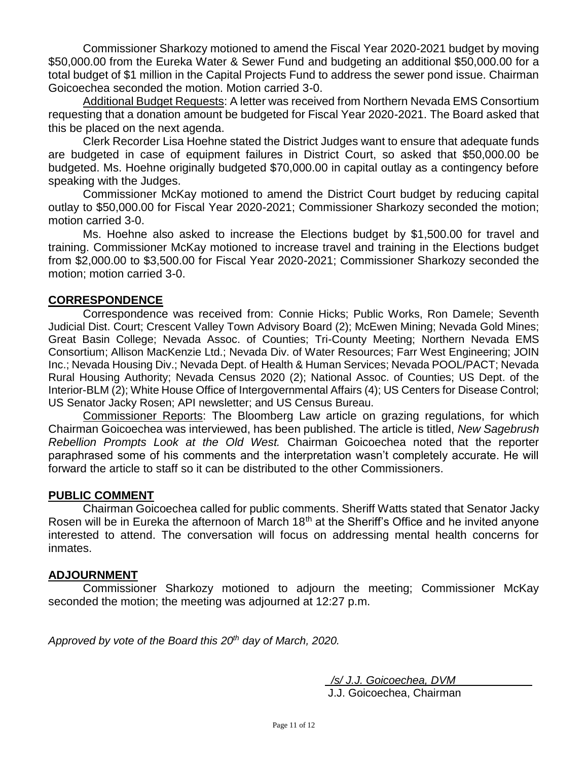Commissioner Sharkozy motioned to amend the Fiscal Year 2020-2021 budget by moving \$50,000.00 from the Eureka Water & Sewer Fund and budgeting an additional \$50,000.00 for a total budget of \$1 million in the Capital Projects Fund to address the sewer pond issue. Chairman Goicoechea seconded the motion. Motion carried 3-0.

Additional Budget Requests: A letter was received from Northern Nevada EMS Consortium requesting that a donation amount be budgeted for Fiscal Year 2020-2021. The Board asked that this be placed on the next agenda.

Clerk Recorder Lisa Hoehne stated the District Judges want to ensure that adequate funds are budgeted in case of equipment failures in District Court, so asked that \$50,000.00 be budgeted. Ms. Hoehne originally budgeted \$70,000.00 in capital outlay as a contingency before speaking with the Judges.

Commissioner McKay motioned to amend the District Court budget by reducing capital outlay to \$50,000.00 for Fiscal Year 2020-2021; Commissioner Sharkozy seconded the motion; motion carried 3-0.

Ms. Hoehne also asked to increase the Elections budget by \$1,500.00 for travel and training. Commissioner McKay motioned to increase travel and training in the Elections budget from \$2,000.00 to \$3,500.00 for Fiscal Year 2020-2021; Commissioner Sharkozy seconded the motion; motion carried 3-0.

## CORRESPONDENCE

Correspondence was received from: Connie Hicks; Public Works, Ron Damele; Seventh Judicial Dist. Court; Crescent Valley Town Advisory Board (2); McEwen Mining; Nevada Gold Mines; Great Basin College; Nevada Assoc. of Counties; Tri-County Meeting; Northern Nevada EMS Consortium; Allison MacKenzie Ltd.; Nevada Div. of Water Resources; Farr West Engineering; JOIN Inc.; Nevada Housing Div.; Nevada Dept. of Health & Human Services; Nevada POOL/PACT; Nevada Rural Housing Authority; Nevada Census 2020 (2); National Assoc. of Counties; US Dept. of the Interior-BLM (2); White House Office of Intergovernmental Affairs (4); US Centers for Disease Control; US Senator Jacky Rosen; API newsletter; and US Census Bureau.

Commissioner Reports: The Bloomberg Law article on grazing regulations, for which Chairman Goicoechea was interviewed, has been published. The article is titled, *New Sagebrush Rebellion Prompts Look at the Old West.* Chairman Goicoechea noted that the reporter paraphrased some of his comments and the interpretation wasn't completely accurate. He will forward the article to staff so it can be distributed to the other Commissioners.

## PUBLIC COMMENT

Chairman Goicoechea called for public comments. Sheriff Watts stated that Senator Jacky Rosen will be in Eureka the afternoon of March 18th at the Sheriff's Office and he invited anyone interested to attend. The conversation will focus on addressing mental health concerns for inmates.

## ADJOURNMENT

Commissioner Sharkozy motioned to adjourn the meeting; Commissioner McKay seconded the motion; the meeting was adjourned at 12:27 p.m.

*Approved by vote of the Board this 20th day of March, 2020.*

*/s/ J.J. Goicoechea, DVM*
J.J. Goicoechea, Chairman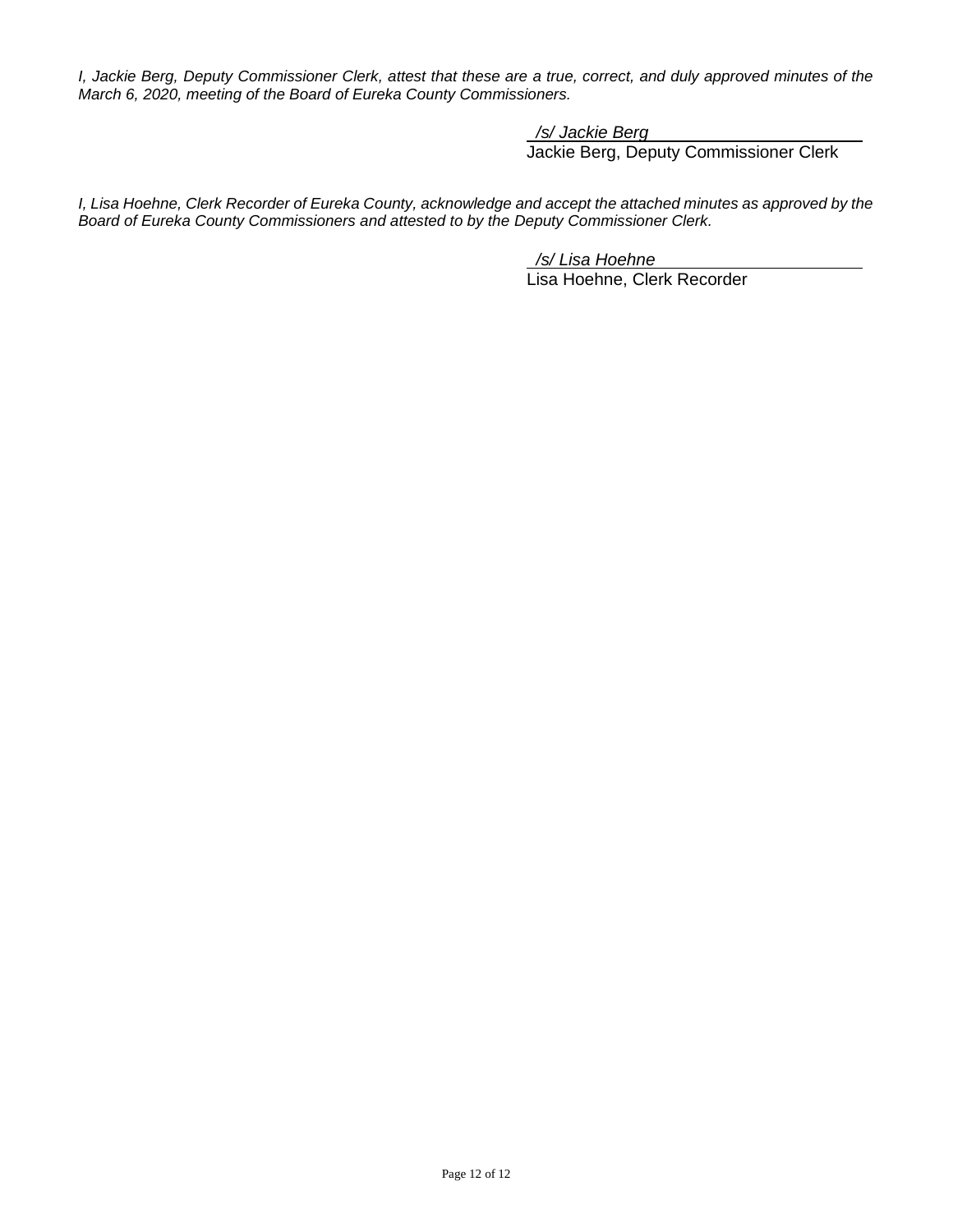*I, Jackie Berg, Deputy Commissioner Clerk, attest that these are a true, correct, and duly approved minutes of the March 6, 2020, meeting of the Board of Eureka County Commissioners.*

*/s/ Jackie Berg*
Jackie Berg, Deputy Commissioner Clerk

*I, Lisa Hoehne, Clerk Recorder of Eureka County, acknowledge and accept the attached minutes as approved by the Board of Eureka County Commissioners and attested to by the Deputy Commissioner Clerk.*

*/s/ Lisa Hoehne*
Lisa Hoehne, Clerk Recorder